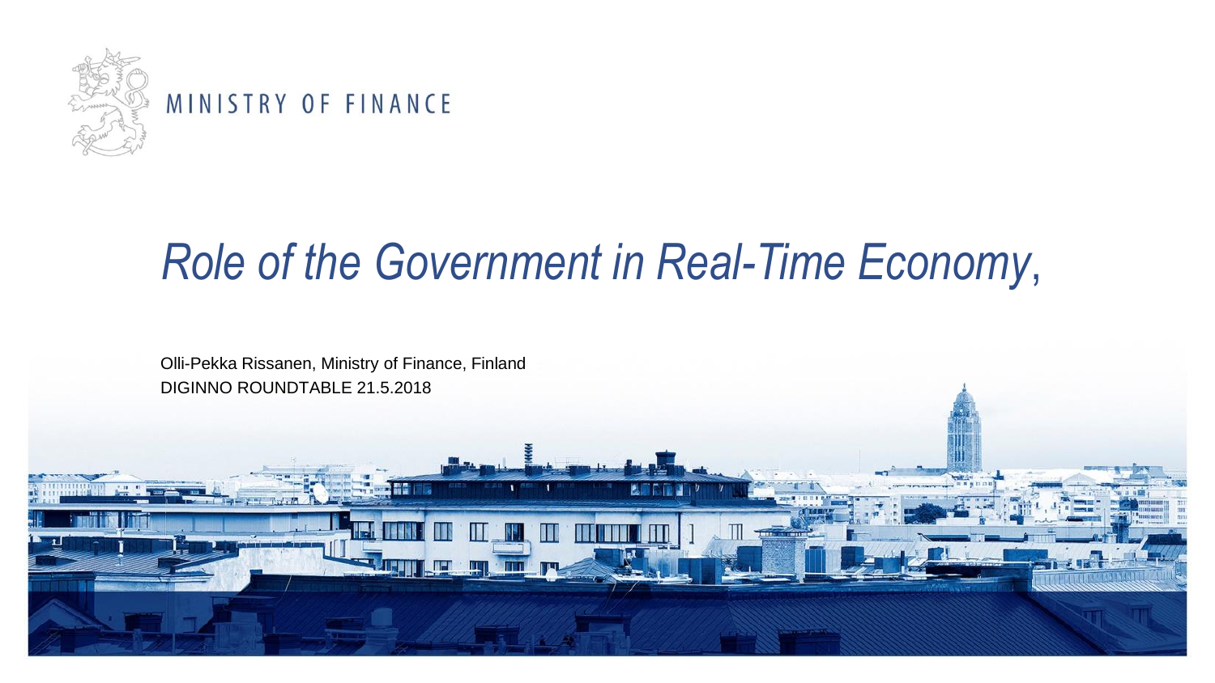MINISTRY OF FINANCE

# *Role of the Government in Real-Time Economy*,

Olli-Pekka Rissanen, Ministry of Finance, Finland

DIGINNO ROUNDTABLE 21.5.2018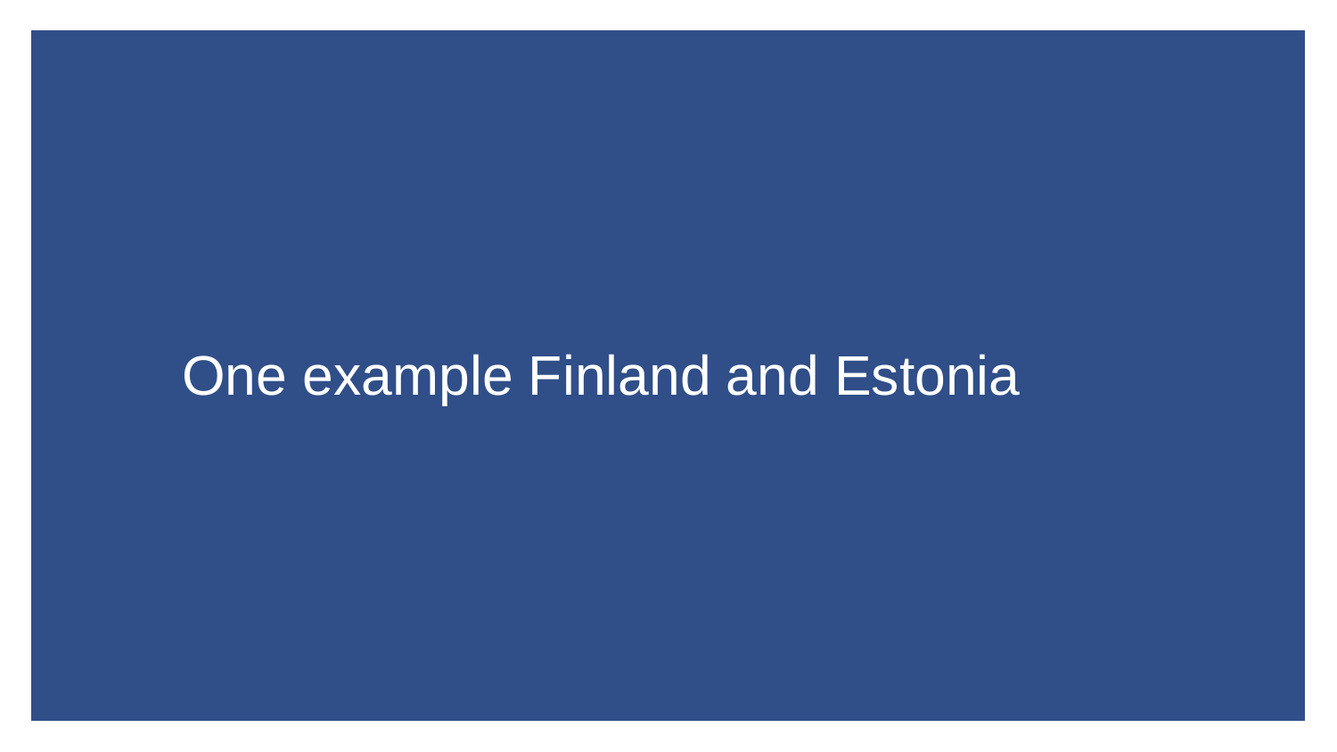# One example Finland and Estonia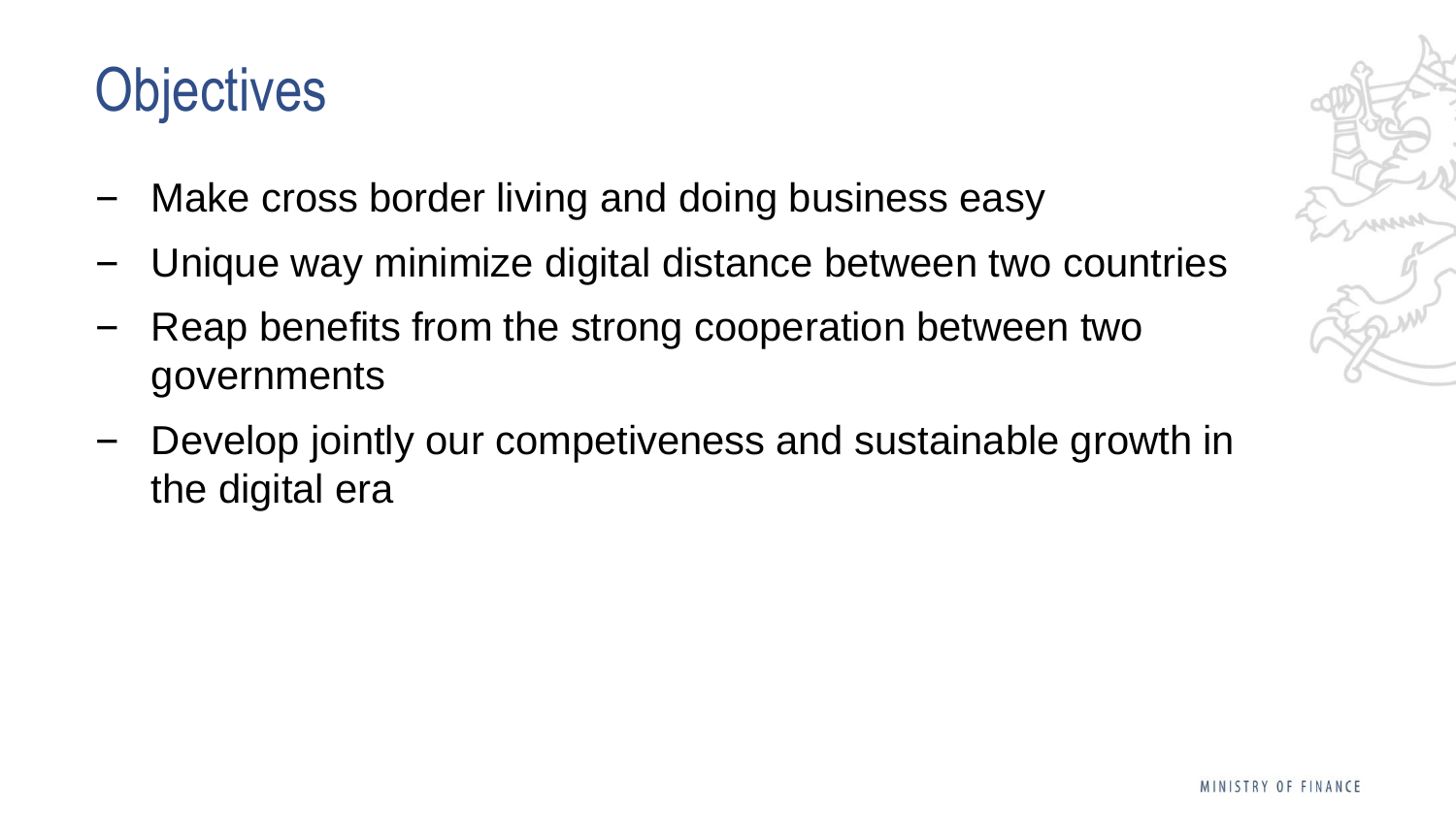# Objectives

- Make cross border living and doing business easy
- Unique way minimize digital distance between two countries
- Reap benefits from the strong cooperation between two governments
- Develop jointly our competiveness and sustainable growth in the digital era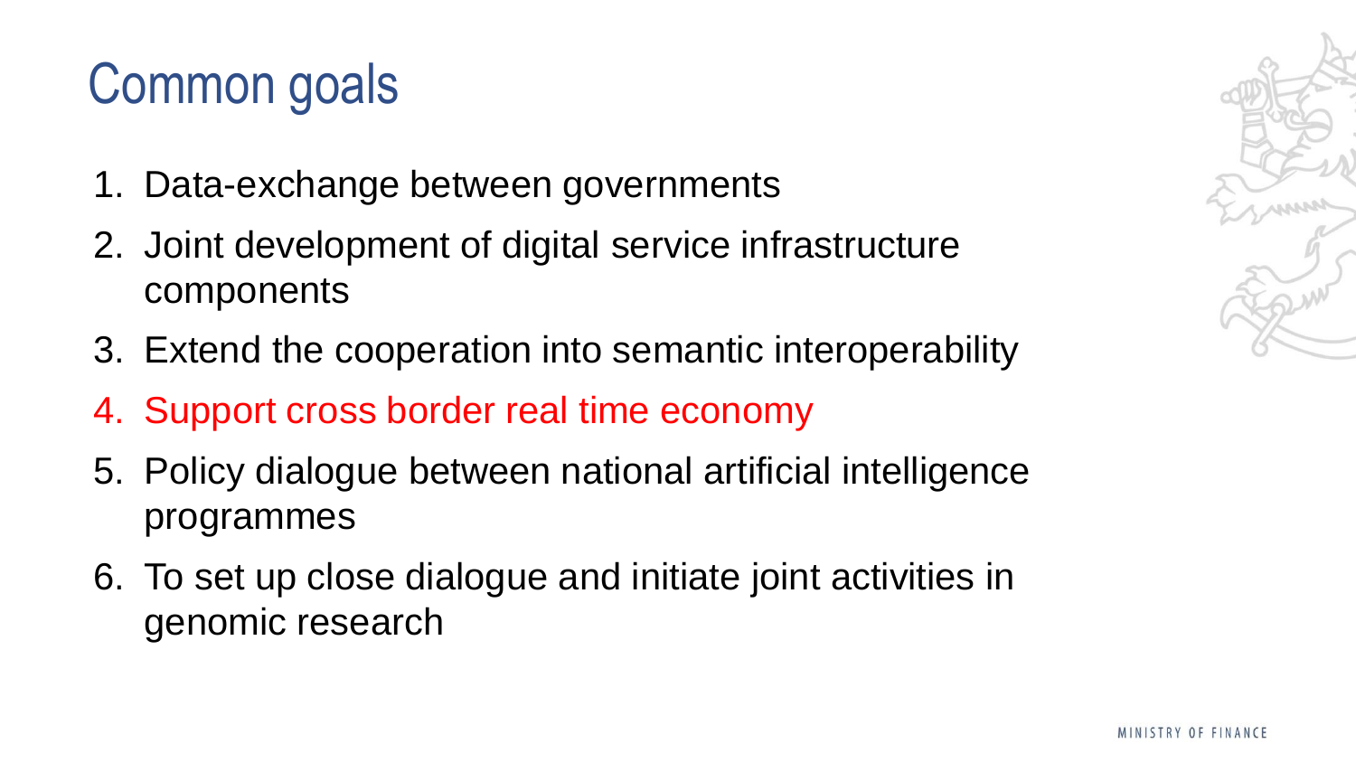# Common goals

1. Data-exchange between governments
2. Joint development of digital service infrastructure components
3. Extend the cooperation into semantic interoperability
4. Support cross border real time economy
5. Policy dialogue between national artificial intelligence programmes
6. To set up close dialogue and initiate joint activities in genomic research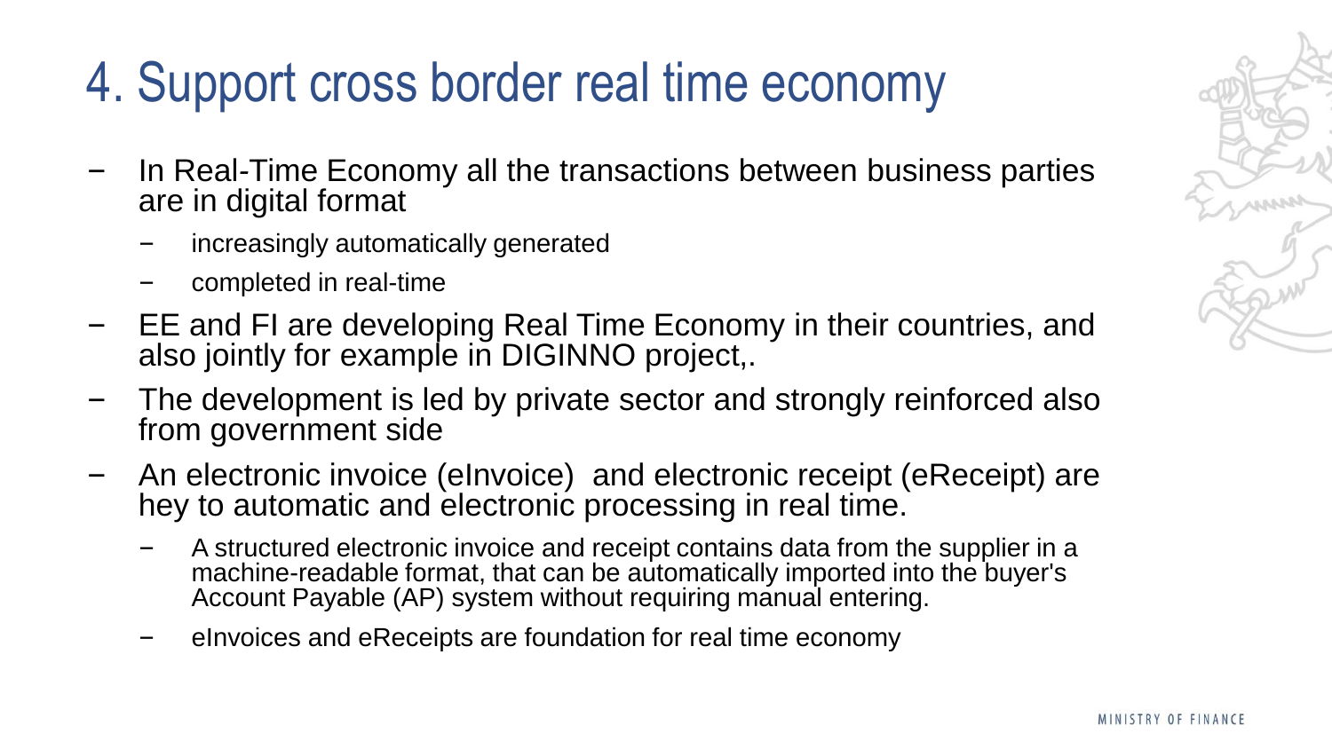# 4. Support cross border real time economy

- In Real-Time Economy all the transactions between business parties are in digital format
  - increasingly automatically generated
  - completed in real-time
- EE and FI are developing Real Time Economy in their countries, and also jointly for example in DIGINNO project,.
- The development is led by private sector and strongly reinforced also from government side
- An electronic invoice (eInvoice) and electronic receipt (eReceipt) are hey to automatic and electronic processing in real time.
  - A structured electronic invoice and receipt contains data from the supplier in a machine-readable format, that can be automatically imported into the buyer's Account Payable (AP) system without requiring manual entering.
  - eInvoices and eReceipts are foundation for real time economy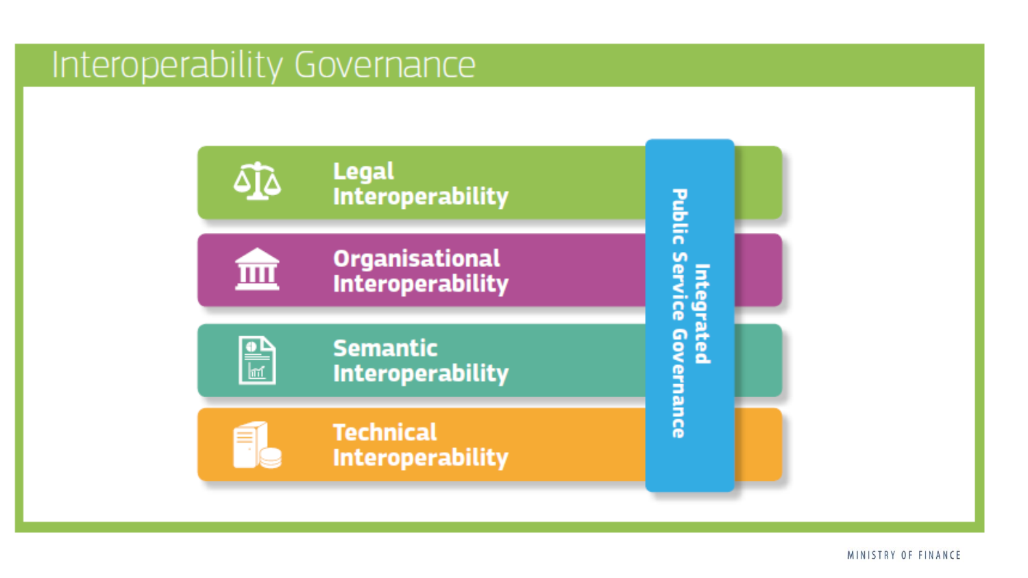# Interoperability Governance

- Legal Interoperability
- Organisational Interoperability
- Semantic Interoperability
- Technical Interoperability

Integrated Public Service Governance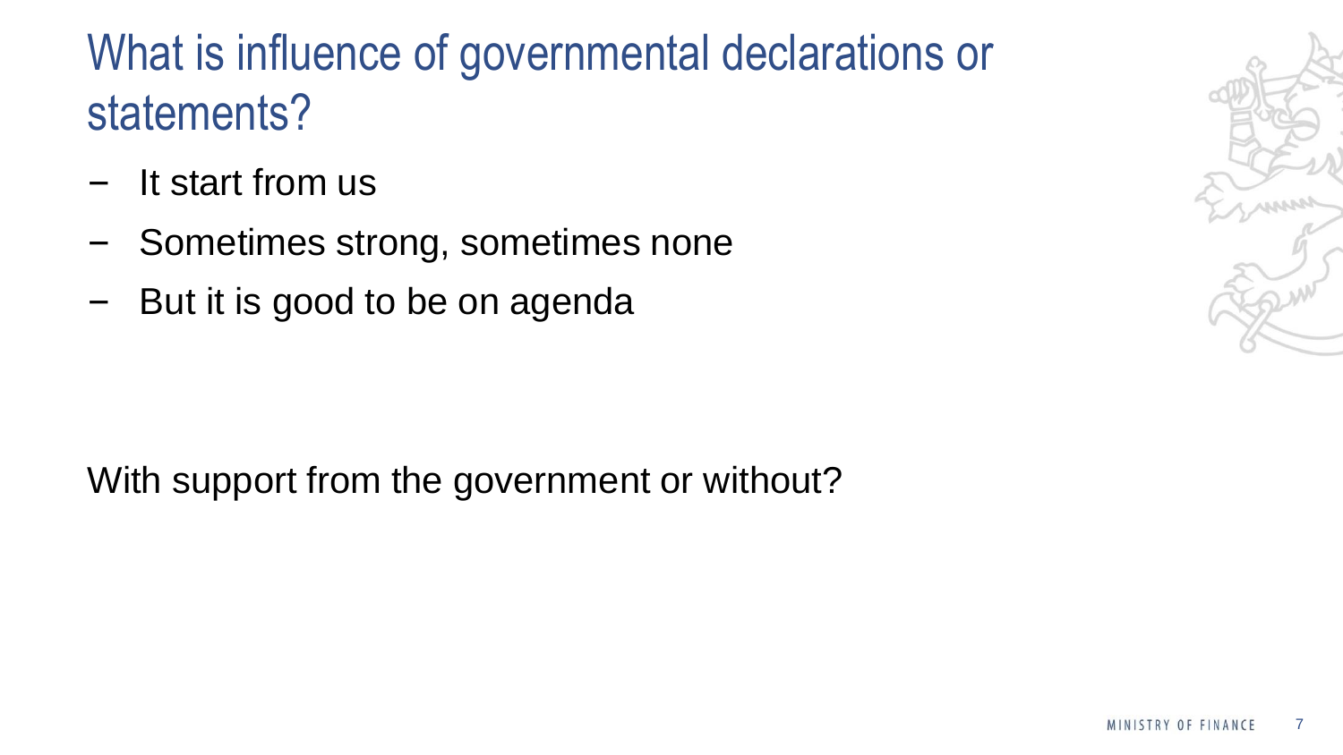# What is influence of governmental declarations or statements?

- It start from us
- Sometimes strong, sometimes none
- But it is good to be on agenda

With support from the government or without?